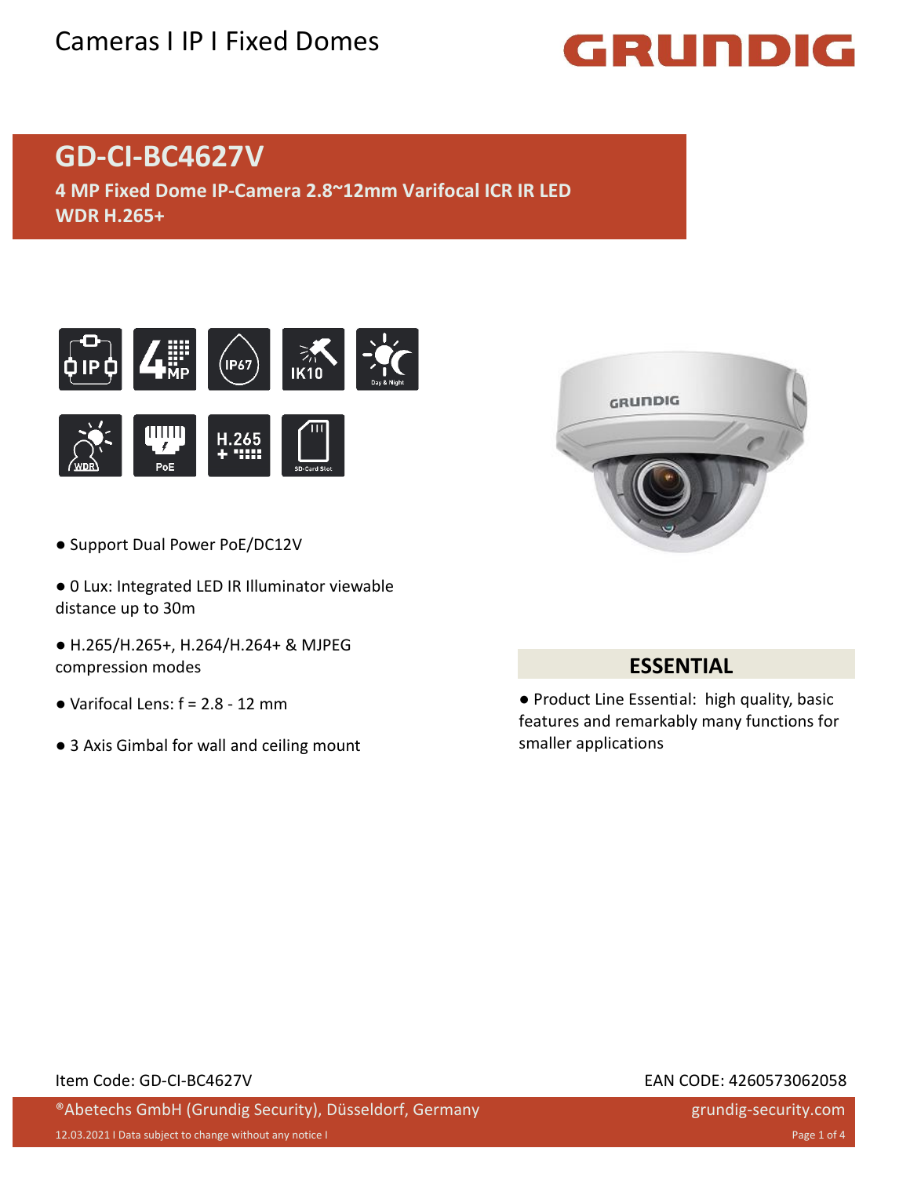# GD-CI-BC4627V

**4 MP Fixed Dome IP-Camera 2.8~12mm Varifocal ICR IR LED WDR H.265+**

- Support Dual Power PoE/DC12V
- 0 Lux: Integrated LED IR Illuminator viewable distance up to 30m
- H.265/H.265+, H.264/H.264+ & MJPEG compression modes
- Varifocal Lens: f = 2.8 - 12 mm
- 3 Axis Gimbal for wall and ceiling mount

## ESSENTIAL

- Product Line Essential: high quality, basic features and remarkably many functions for smaller applications

Item Code: GD-CI-BC4627V

EAN CODE: 4260573062058

®Abetechs GmbH (Grundig Security), Düsseldorf, Germany

grundig-security.com

12.03.2021 I Data subject to change without any notice I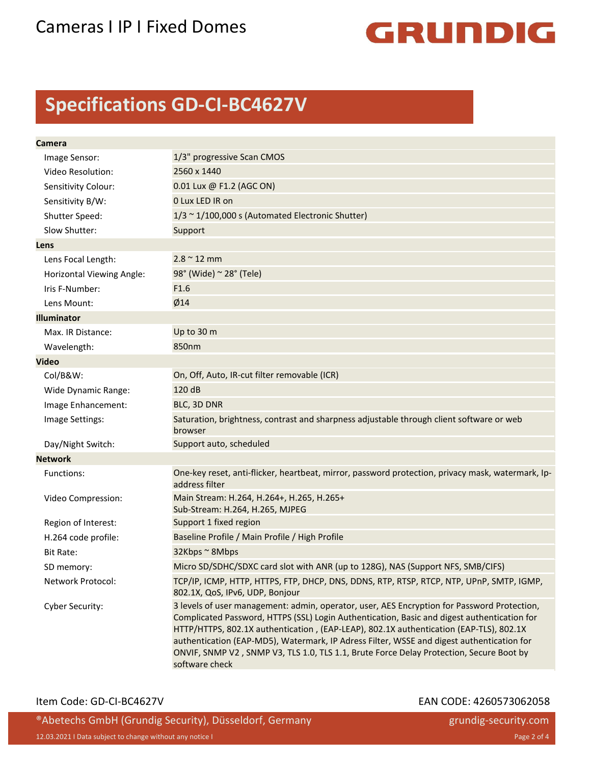# Specifications GD-CI-BC4627V

| | |
|---|---|
| **Camera** | |
| Image Sensor: | 1/3" progressive Scan CMOS |
| Video Resolution: | 2560 x 1440 |
| Sensitivity Colour: | 0.01 Lux @ F1.2 (AGC ON) |
| Sensitivity B/W: | 0 Lux LED IR on |
| Shutter Speed: | 1/3 ~ 1/100,000 s (Automated Electronic Shutter) |
| Slow Shutter: | Support |
| **Lens** | |
| Lens Focal Length: | 2.8 ~ 12 mm |
| Horizontal Viewing Angle: | 98° (Wide) ~ 28° (Tele) |
| Iris F-Number: | F1.6 |
| Lens Mount: | Ø14 |
| **Illuminator** | |
| Max. IR Distance: | Up to 30 m |
| Wavelength: | 850nm |
| **Video** | |
| Col/B&W: | On, Off, Auto, IR-cut filter removable (ICR) |
| Wide Dynamic Range: | 120 dB |
| Image Enhancement: | BLC, 3D DNR |
| Image Settings: | Saturation, brightness, contrast and sharpness adjustable through client software or web browser |
| Day/Night Switch: | Support auto, scheduled |
| **Network** | |
| Functions: | One-key reset, anti-flicker, heartbeat, mirror, password protection, privacy mask, watermark, Ip-address filter |
| Video Compression: | Main Stream: H.264, H.264+, H.265, H.265+<br>Sub-Stream: H.264, H.265, MJPEG |
| Region of Interest: | Support 1 fixed region |
| H.264 code profile: | Baseline Profile / Main Profile / High Profile |
| Bit Rate: | 32Kbps ~ 8Mbps |
| SD memory: | Micro SD/SDHC/SDXC card slot with ANR (up to 128G), NAS (Support NFS, SMB/CIFS) |
| Network Protocol: | TCP/IP, ICMP, HTTP, HTTPS, FTP, DHCP, DNS, DDNS, RTP, RTSP, RTCP, NTP, UPnP, SMTP, IGMP, 802.1X, QoS, IPv6, UDP, Bonjour |
| Cyber Security: | 3 levels of user management: admin, operator, user, AES Encryption for Password Protection, Complicated Password, HTTPS (SSL) Login Authentication, Basic and digest authentication for HTTP/HTTPS, 802.1X authentication , (EAP-LEAP), 802.1X authentication (EAP-TLS), 802.1X authentication (EAP-MD5), Watermark, IP Adress Filter, WSSE and digest authentication for ONVIF, SNMP V2 , SNMP V3, TLS 1.0, TLS 1.1, Brute Force Delay Protection, Secure Boot by software check |

Item Code: GD-CI-BC4627V

EAN CODE: 4260573062058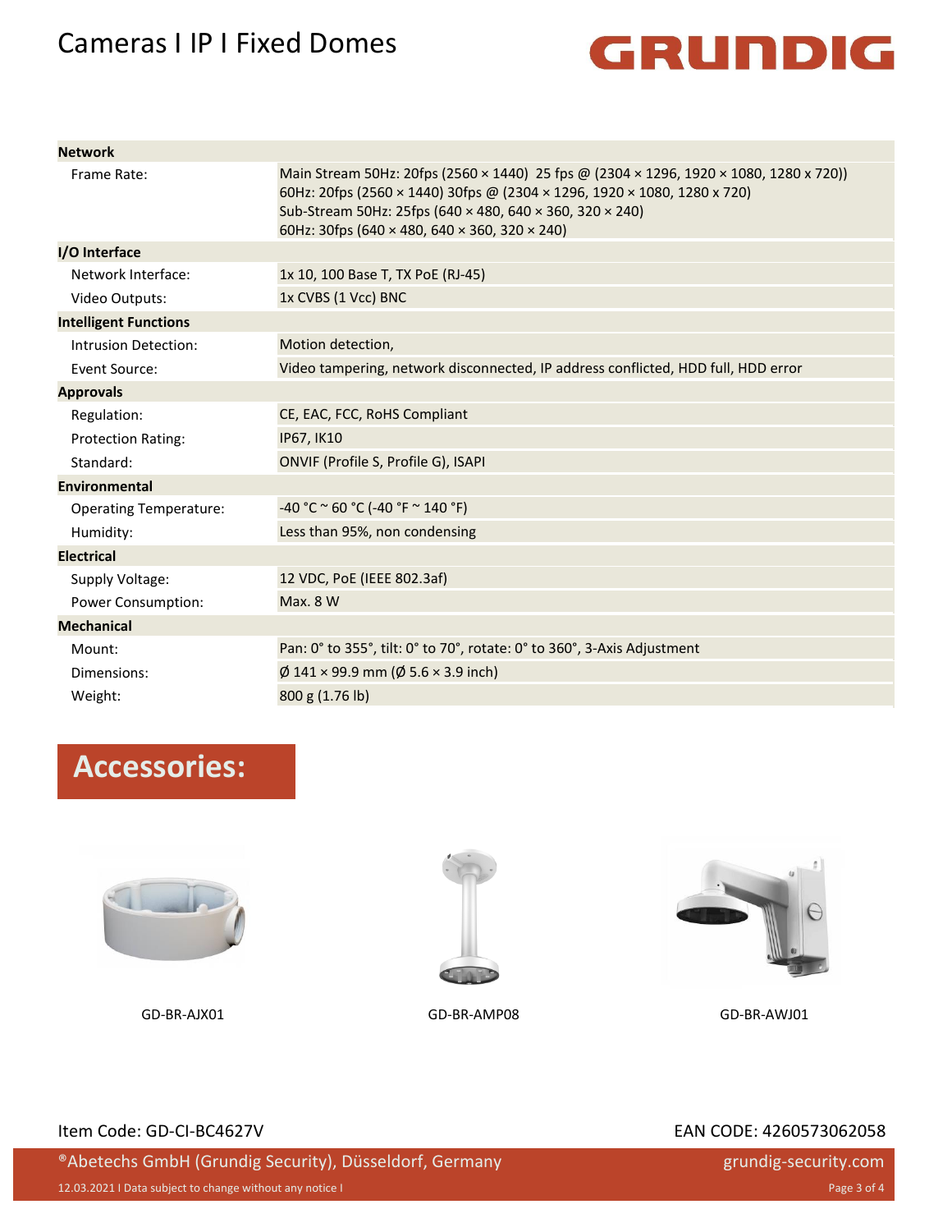| | |
|---|---|
| **Network** | |
| Frame Rate: | Main Stream 50Hz: 20fps (2560 × 1440) 25 fps @ (2304 × 1296, 1920 × 1080, 1280 x 720))<br>60Hz: 20fps (2560 × 1440) 30fps @ (2304 × 1296, 1920 × 1080, 1280 x 720)<br>Sub-Stream 50Hz: 25fps (640 × 480, 640 × 360, 320 × 240)<br>60Hz: 30fps (640 × 480, 640 × 360, 320 × 240) |
| **I/O Interface** | |
| Network Interface: | 1x 10, 100 Base T, TX PoE (RJ-45) |
| Video Outputs: | 1x CVBS (1 Vcc) BNC |
| **Intelligent Functions** | |
| Intrusion Detection: | Motion detection, |
| Event Source: | Video tampering, network disconnected, IP address conflicted, HDD full, HDD error |
| **Approvals** | |
| Regulation: | CE, EAC, FCC, RoHS Compliant |
| Protection Rating: | IP67, IK10 |
| Standard: | ONVIF (Profile S, Profile G), ISAPI |
| **Environmental** | |
| Operating Temperature: | -40 °C ~ 60 °C (-40 °F ~ 140 °F) |
| Humidity: | Less than 95%, non condensing |
| **Electrical** | |
| Supply Voltage: | 12 VDC, PoE (IEEE 802.3af) |
| Power Consumption: | Max. 8 W |
| **Mechanical** | |
| Mount: | Pan: 0° to 355°, tilt: 0° to 70°, rotate: 0° to 360°, 3-Axis Adjustment |
| Dimensions: | Ø 141 × 99.9 mm (Ø 5.6 × 3.9 inch) |
| Weight: | 800 g (1.76 lb) |

## Accessories:

GD-BR-AJX01

GD-BR-AMP08

GD-BR-AWJ01

Item Code: GD-CI-BC4627V

EAN CODE: 4260573062058

®Abetechs GmbH (Grundig Security), Düsseldorf, Germany

grundig-security.com

12.03.2021 I Data subject to change without any notice I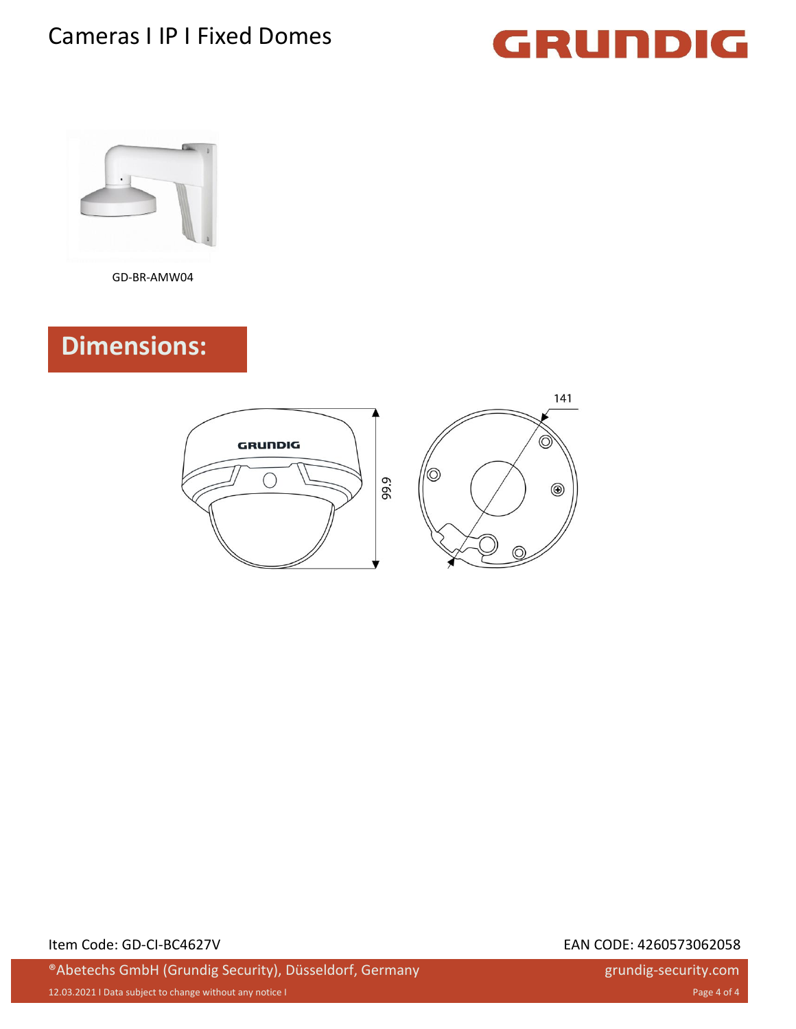GD-BR-AMW04

## Dimensions:

141

99.9

Item Code: GD-CI-BC4627V

EAN CODE: 4260573062058

®Abetechs GmbH (Grundig Security), Düsseldorf, Germany

grundig-security.com

12.03.2021 I Data subject to change without any notice I